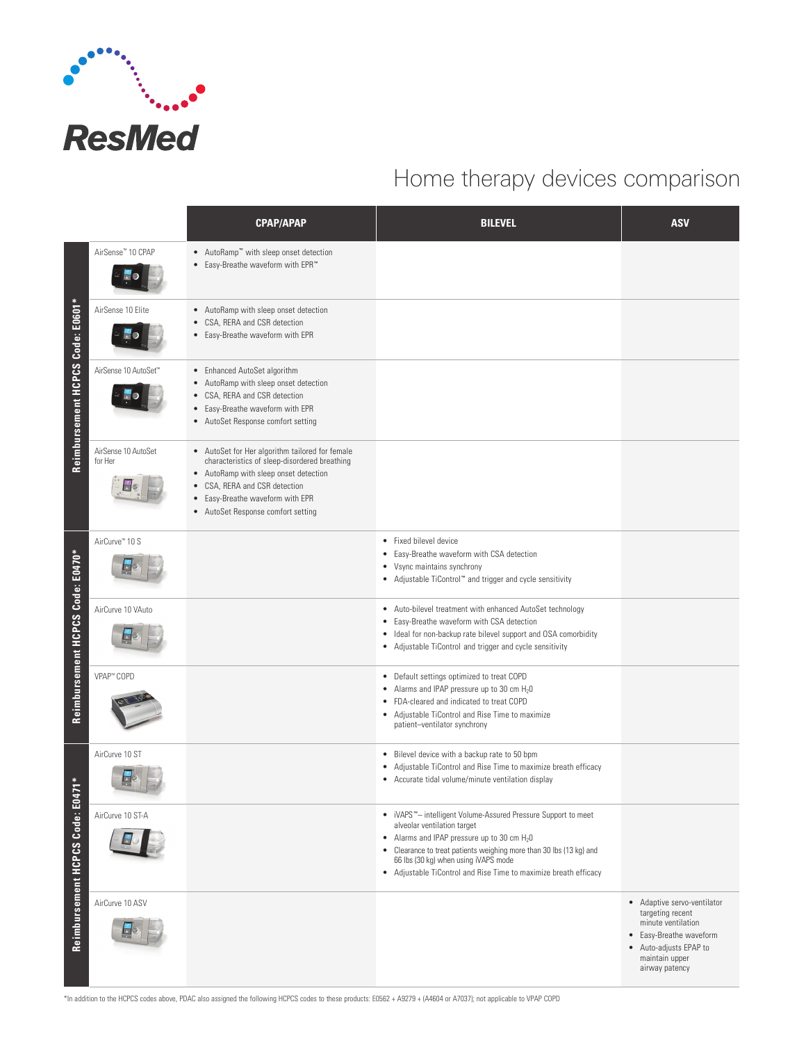ResMed

# Home therapy devices comparison

| Reimbursement HCPCS Code | Device | CPAP/APAP | BILEVEL | ASV |
|---|---|---|---|---|
| Reimbursement HCPCS Code: E0601* | AirSense™ 10 CPAP | • AutoRamp™ with sleep onset detection<br>• Easy-Breathe waveform with EPR™ | | |
| | AirSense 10 Elite | • AutoRamp with sleep onset detection<br>• CSA, RERA and CSR detection<br>• Easy-Breathe waveform with EPR | | |
| | AirSense 10 AutoSet™ | • Enhanced AutoSet algorithm<br>• AutoRamp with sleep onset detection<br>• CSA, RERA and CSR detection<br>• Easy-Breathe waveform with EPR<br>• AutoSet Response comfort setting | | |
| | AirSense 10 AutoSet for Her | • AutoSet for Her algorithm tailored for female characteristics of sleep-disordered breathing<br>• AutoRamp with sleep onset detection<br>• CSA, RERA and CSR detection<br>• Easy-Breathe waveform with EPR<br>• AutoSet Response comfort setting | | |
| Reimbursement HCPCS Code: E0470* | AirCurve™ 10 S | | • Fixed bilevel device<br>• Easy-Breathe waveform with CSA detection<br>• Vsync maintains synchrony<br>• Adjustable TiControl™ and trigger and cycle sensitivity | |
| | AirCurve 10 VAuto | | • Auto-bilevel treatment with enhanced AutoSet technology<br>• Easy-Breathe waveform with CSA detection<br>• Ideal for non-backup rate bilevel support and OSA comorbidity<br>• Adjustable TiControl and trigger and cycle sensitivity | |
| | VPAP™ COPD | | • Default settings optimized to treat COPD<br>• Alarms and IPAP pressure up to 30 cm $H_2O$<br>• FDA-cleared and indicated to treat COPD<br>• Adjustable TiControl and Rise Time to maximize patient–ventilator synchrony | |
| Reimbursement HCPCS Code: E0471* | AirCurve 10 ST | | • Bilevel device with a backup rate to 50 bpm<br>• Adjustable TiControl and Rise Time to maximize breath efficacy<br>• Accurate tidal volume/minute ventilation display | |
| | AirCurve 10 ST-A | | • iVAPS™– intelligent Volume-Assured Pressure Support to meet alveolar ventilation target<br>• Alarms and IPAP pressure up to 30 cm $H_2O$<br>• Clearance to treat patients weighing more than 30 lbs (13 kg) and 66 lbs (30 kg) when using iVAPS mode<br>• Adjustable TiControl and Rise Time to maximize breath efficacy | |
| | AirCurve 10 ASV | | | • Adaptive servo-ventilator targeting recent minute ventilation<br>• Easy-Breathe waveform<br>• Auto-adjusts EPAP to maintain upper airway patency |

*In addition to the HCPCS codes above, PDAC also assigned the following HCPCS codes to these products: E0562 + A9279 + (A4604 or A7037); not applicable to VPAP COPD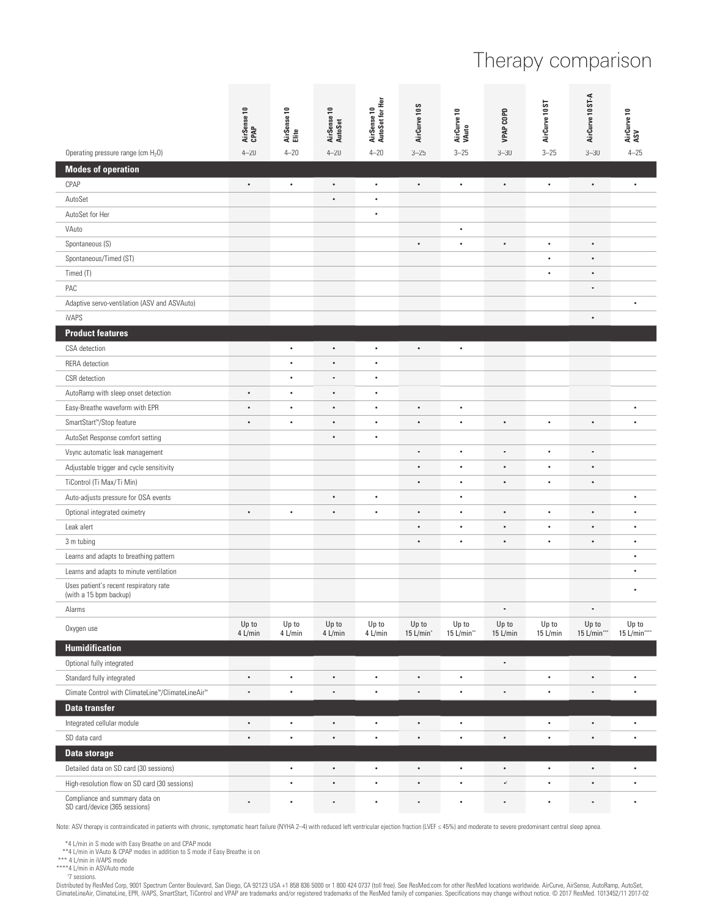# Therapy comparison

| | AirSense 10 CPAP | AirSense 10 Elite | AirSense 10 AutoSet | AirSense 10 AutoSet for Her | AirCurve 10 S | AirCurve 10 VAuto | VPAP COPD | AirCurve 10 ST | AirCurve 10 ST-A | AirCurve 10 ASV |
|---|---|---|---|---|---|---|---|---|---|---|
| Operating pressure range (cm $H_2O$) | 4–20 | 4–20 | 4–20 | 4–20 | 3–25 | 3–25 | 3–30 | 3–25 | 3–30 | 4–25 |
| **Modes of operation** | | | | | | | | | | |
| CPAP | • | • | • | • | • | • | • | • | • | • |
| AutoSet | | | • | • | | | | | | |
| AutoSet for Her | | | | • | | | | | | |
| VAuto | | | | | | • | | | | |
| Spontaneous (S) | | | | | • | • | • | • | • | |
| Spontaneous/Timed (ST) | | | | | | | | • | • | |
| Timed (T) | | | | | | | | • | • | |
| PAC | | | | | | | | | • | |
| Adaptive servo-ventilation (ASV and ASVAuto) | | | | | | | | | | • |
| iVAPS | | | | | | | | | • | |
| **Product features** | | | | | | | | | | |
| CSA detection | | • | • | • | • | • | | | | |
| RERA detection | | • | • | • | | | | | | |
| CSR detection | | • | • | • | | | | | | |
| AutoRamp with sleep onset detection | • | • | • | • | | | | | | |
| Easy-Breathe waveform with EPR | • | • | • | • | • | • | | | | • |
| SmartStart™/Stop feature | • | • | • | • | • | • | • | • | • | • |
| AutoSet Response comfort setting | | | • | • | | | | | | |
| Vsync automatic leak management | | | | | • | • | • | • | • | |
| Adjustable trigger and cycle sensitivity | | | | | • | • | • | • | • | |
| TiControl (Ti Max/Ti Min) | | | | | • | • | • | • | • | |
| Auto-adjusts pressure for OSA events | | | • | • | | • | | | | • |
| Optional integrated oximetry | • | • | • | • | • | • | • | • | • | • |
| Leak alert | | | | | • | • | • | • | • | • |
| 3 m tubing | | | | | • | • | • | • | • | • |
| Learns and adapts to breathing pattern | | | | | | | | | | • |
| Learns and adapts to minute ventilation | | | | | | | | | | • |
| Uses patient's recent respiratory rate (with a 15 bpm backup) | | | | | | | | | | • |
| Alarms | | | | | | | • | | • | |
| Oxygen use | Up to 4 L/min | Up to 4 L/min | Up to 4 L/min | Up to 4 L/min | Up to 15 L/min* | Up to 15 L/min** | Up to 15 L/min | Up to 15 L/min | Up to 15 L/min*** | Up to 15 L/min**** |
| **Humidification** | | | | | | | | | | |
| Optional fully integrated | | | | | | | • | | | |
| Standard fully integrated | • | • | • | • | • | • | | • | • | • |
| Climate Control with ClimateLine™/ClimateLineAir™ | • | • | • | • | • | • | • | • | • | • |
| **Data transfer** | | | | | | | | | | |
| Integrated cellular module | • | • | • | • | • | • | | • | • | • |
| SD data card | • | • | • | • | • | • | • | • | • | • |
| **Data storage** | | | | | | | | | | |
| Detailed data on SD card (30 sessions) | | • | • | • | • | • | • | • | • | • |
| High-resolution flow on SD card (30 sessions) | | • | • | • | • | • | •† | • | • | • |
| Compliance and summary data on SD card/device (365 sessions) | • | • | • | • | • | • | • | • | • | • |

Note: ASV therapy is contraindicated in patients with chronic, symptomatic heart failure (NYHA 2–4) with reduced left ventricular ejection fraction (LVEF ≤ 45%) and moderate to severe predominant central sleep apnea.

*4 L/min in S mode with Easy Breathe on and CPAP mode
**4 L/min in VAuto & CPAP modes in addition to S mode if Easy Breathe is on
*** 4 L/min in iVAPS mode
****4 L/min in ASVAuto mode
†7 sessions.

Distributed by ResMed Corp, 9001 Spectrum Center Boulevard, San Diego, CA 92123 USA +1 858 836 5000 or 1 800 424 0737 (toll free). See ResMed.com for other ResMed locations worldwide. AirCurve, AirSense, AutoRamp, AutoSet, ClimateLineAir, ClimateLine, EPR, iVAPS, SmartStart, TiControl and VPAP are trademarks and/or registered trademarks of the ResMed family of companies. Specifications may change without notice. © 2017 ResMed. 1013452/11 2017-02